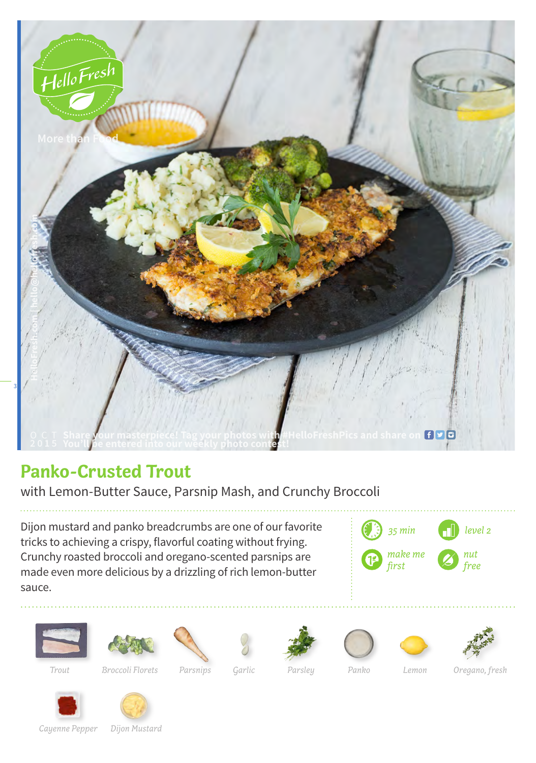HelloFresh

More than Food

HelloFresh.com | hello@hellofresh.com

OCT 2015 Share your masterpiece! Tag your photos with #HelloFreshPics and share on
You'll be entered into our weekly photo contest!

# Panko-Crusted Trout

with Lemon-Butter Sauce, Parsnip Mash, and Crunchy Broccoli

Dijon mustard and panko breadcrumbs are one of our favorite tricks to achieving a crispy, flavorful coating without frying. Crunchy roasted broccoli and oregano-scented parsnips are made even more delicious by a drizzling of rich lemon-butter sauce.

- 35 min
- level 2
- make me first
- nut free

Trout
Broccoli Florets
Parsnips
Garlic
Parsley
Panko
Lemon
Oregano, fresh
Cayenne Pepper
Dijon Mustard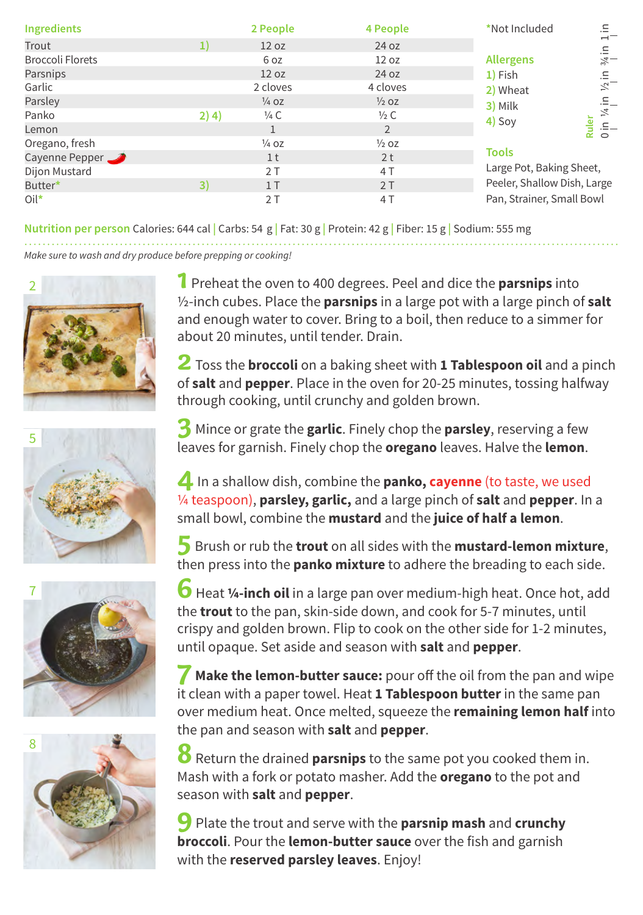| Ingredients | | 2 People | 4 People |
|---|---|---|---|
| Trout | 1) | 12 oz | 24 oz |
| Broccoli Florets | | 6 oz | 12 oz |
| Parsnips | | 12 oz | 24 oz |
| Garlic | | 2 cloves | 4 cloves |
| Parsley | | ¼ oz | ½ oz |
| Panko | 2) 4) | ¼ C | ½ C |
| Lemon | | 1 | 2 |
| Oregano, fresh | | ¼ oz | ½ oz |
| Cayenne Pepper | | 1 t | 2 t |
| Dijon Mustard | | 2 T | 4 T |
| Butter* | 3) | 1 T | 2 T |
| Oil* | | 2 T | 4 T |

*Not Included

**Allergens**
1) Fish
2) Wheat
3) Milk
4) Soy

**Tools**
Large Pot, Baking Sheet, Peeler, Shallow Dish, Large Pan, Strainer, Small Bowl

Ruler: 0 in, ¼ in, ½ in, ¾ in, 1 in

**Nutrition per person** Calories: 644 cal | Carbs: 54 g | Fat: 30 g | Protein: 42 g | Fiber: 15 g | Sodium: 555 mg

*Make sure to wash and dry produce before prepping or cooking!*

2

5

7

8

**1** Preheat the oven to 400 degrees. Peel and dice the **parsnips** into ½-inch cubes. Place the **parsnips** in a large pot with a large pinch of **salt** and enough water to cover. Bring to a boil, then reduce to a simmer for about 20 minutes, until tender. Drain.

**2** Toss the **broccoli** on a baking sheet with **1 Tablespoon oil** and a pinch of **salt** and **pepper**. Place in the oven for 20-25 minutes, tossing halfway through cooking, until crunchy and golden brown.

**3** Mince or grate the **garlic**. Finely chop the **parsley**, reserving a few leaves for garnish. Finely chop the **oregano** leaves. Halve the **lemon**.

**4** In a shallow dish, combine the **panko, cayenne** (to taste, we used ¼ teaspoon), **parsley, garlic,** and a large pinch of **salt** and **pepper**. In a small bowl, combine the **mustard** and the **juice of half a lemon**.

**5** Brush or rub the **trout** on all sides with the **mustard-lemon mixture**, then press into the **panko mixture** to adhere the breading to each side.

**6** Heat **¼-inch oil** in a large pan over medium-high heat. Once hot, add the **trout** to the pan, skin-side down, and cook for 5-7 minutes, until crispy and golden brown. Flip to cook on the other side for 1-2 minutes, until opaque. Set aside and season with **salt** and **pepper**.

**7** **Make the lemon-butter sauce:** pour off the oil from the pan and wipe it clean with a paper towel. Heat **1 Tablespoon butter** in the same pan over medium heat. Once melted, squeeze the **remaining lemon half** into the pan and season with **salt** and **pepper**.

**8** Return the drained **parsnips** to the same pot you cooked them in. Mash with a fork or potato masher. Add the **oregano** to the pot and season with **salt** and **pepper**.

**9** Plate the trout and serve with the **parsnip mash** and **crunchy broccoli**. Pour the **lemon-butter sauce** over the fish and garnish with the **reserved parsley leaves**. Enjoy!